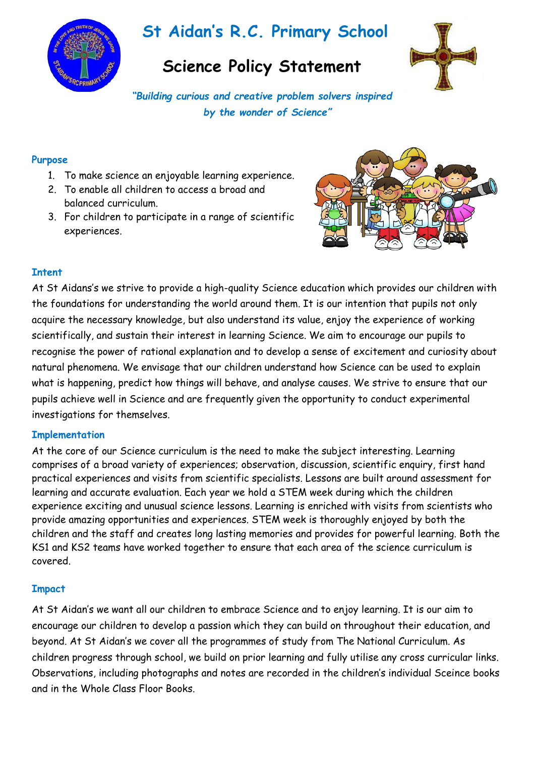# St Aidan's R.C. Primary School

## Science Policy Statement

*"Building curious and creative problem solvers inspired by the wonder of Science"*

### Purpose

1. To make science an enjoyable learning experience.
2. To enable all children to access a broad and balanced curriculum.
3. For children to participate in a range of scientific experiences.

### Intent

At St Aidans's we strive to provide a high-quality Science education which provides our children with the foundations for understanding the world around them. It is our intention that pupils not only acquire the necessary knowledge, but also understand its value, enjoy the experience of working scientifically, and sustain their interest in learning Science. We aim to encourage our pupils to recognise the power of rational explanation and to develop a sense of excitement and curiosity about natural phenomena. We envisage that our children understand how Science can be used to explain what is happening, predict how things will behave, and analyse causes. We strive to ensure that our pupils achieve well in Science and are frequently given the opportunity to conduct experimental investigations for themselves.

### Implementation

At the core of our Science curriculum is the need to make the subject interesting. Learning comprises of a broad variety of experiences; observation, discussion, scientific enquiry, first hand practical experiences and visits from scientific specialists. Lessons are built around assessment for learning and accurate evaluation. Each year we hold a STEM week during which the children experience exciting and unusual science lessons. Learning is enriched with visits from scientists who provide amazing opportunities and experiences. STEM week is thoroughly enjoyed by both the children and the staff and creates long lasting memories and provides for powerful learning. Both the KS1 and KS2 teams have worked together to ensure that each area of the science curriculum is covered.

### Impact

At St Aidan's we want all our children to embrace Science and to enjoy learning. It is our aim to encourage our children to develop a passion which they can build on throughout their education, and beyond. At St Aidan's we cover all the programmes of study from The National Curriculum. As children progress through school, we build on prior learning and fully utilise any cross curricular links. Observations, including photographs and notes are recorded in the children's individual Sceince books and in the Whole Class Floor Books.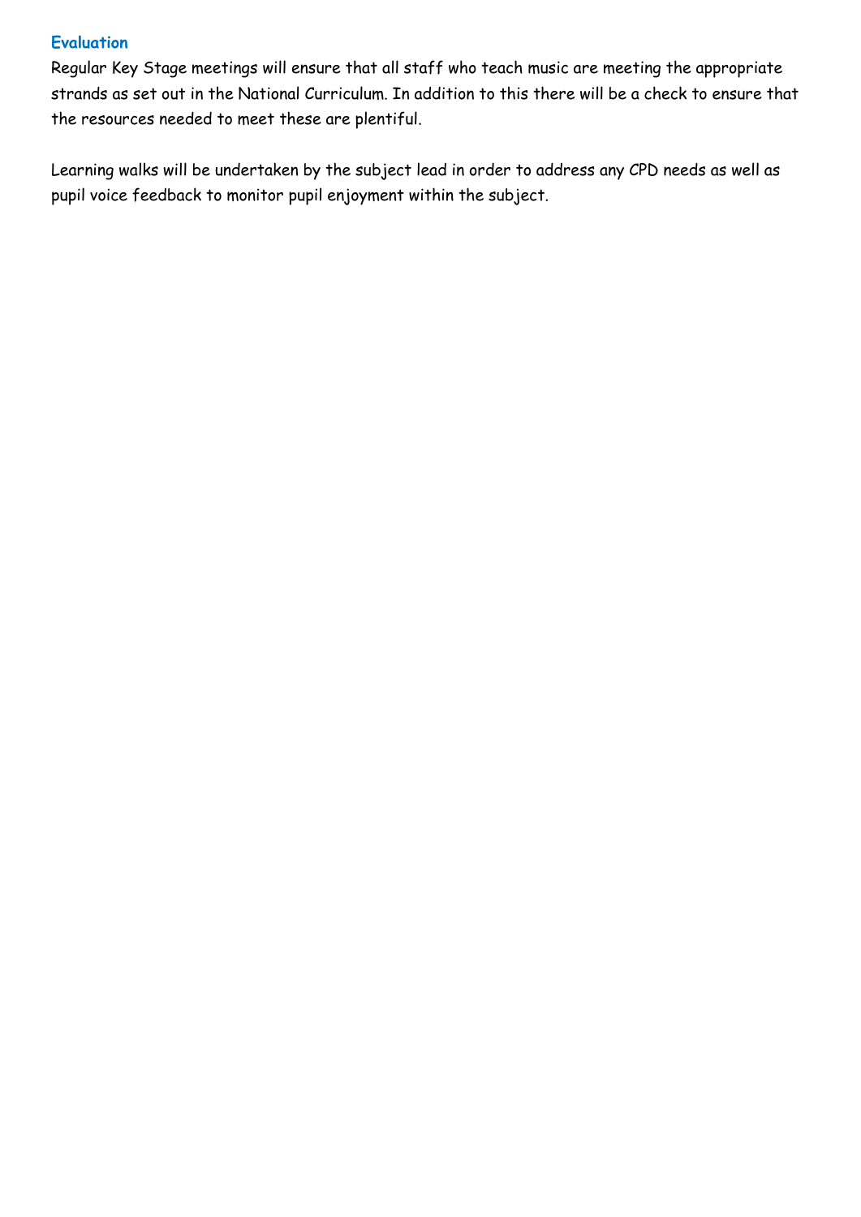### Evaluation

Regular Key Stage meetings will ensure that all staff who teach music are meeting the appropriate strands as set out in the National Curriculum. In addition to this there will be a check to ensure that the resources needed to meet these are plentiful.

Learning walks will be undertaken by the subject lead in order to address any CPD needs as well as pupil voice feedback to monitor pupil enjoyment within the subject.